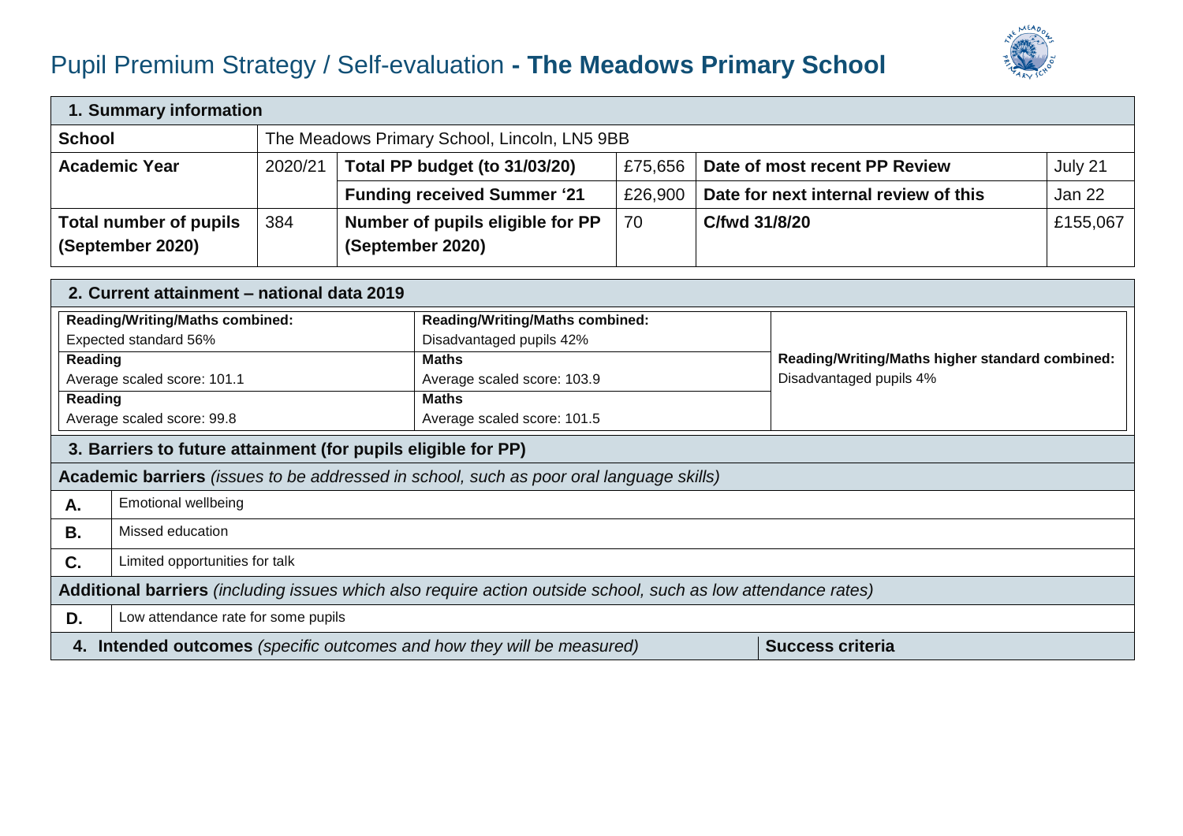# Pupil Premium Strategy / Self-evaluation **- The Meadows Primary School**

| **1. Summary information** | | | | | | |
|---|---|---|---|---|---|---|
| **School** | The Meadows Primary School, Lincoln, LN5 9BB | | | | | |
| **Academic Year** | 2020/21 | **Total PP budget (to 31/03/20)** | £75,656 | **Date of most recent PP Review** | July 21 |
| | | **Funding received Summer '21** | £26,900 | **Date for next internal review of this** | Jan 22 |
| **Total number of pupils (September 2020)** | 384 | **Number of pupils eligible for PP (September 2020)** | 70 | **C/fwd 31/8/20** | £155,067 |

| **2. Current attainment – national data 2019** | | |
|---|---|---|
| **Reading/Writing/Maths combined:** Expected standard 56% | **Reading/Writing/Maths combined:** Disadvantaged pupils 42% | **Reading/Writing/Maths higher standard combined:** Disadvantaged pupils 4% |
| **Reading** Average scaled score: 101.1 | **Maths** Average scaled score: 103.9 | |
| **Reading** Average scaled score: 99.8 | **Maths** Average scaled score: 101.5 | |

| **3. Barriers to future attainment (for pupils eligible for PP)** | |
|---|---|
| **Academic barriers** *(issues to be addressed in school, such as poor oral language skills)* | |
| **A.** | Emotional wellbeing |
| **B.** | Missed education |
| **C.** | Limited opportunities for talk |
| **Additional barriers** *(including issues which also require action outside school, such as low attendance rates)* | |
| **D.** | Low attendance rate for some pupils |

| **4. Intended outcomes** *(specific outcomes and how they will be measured)* | **Success criteria** |
|---|---|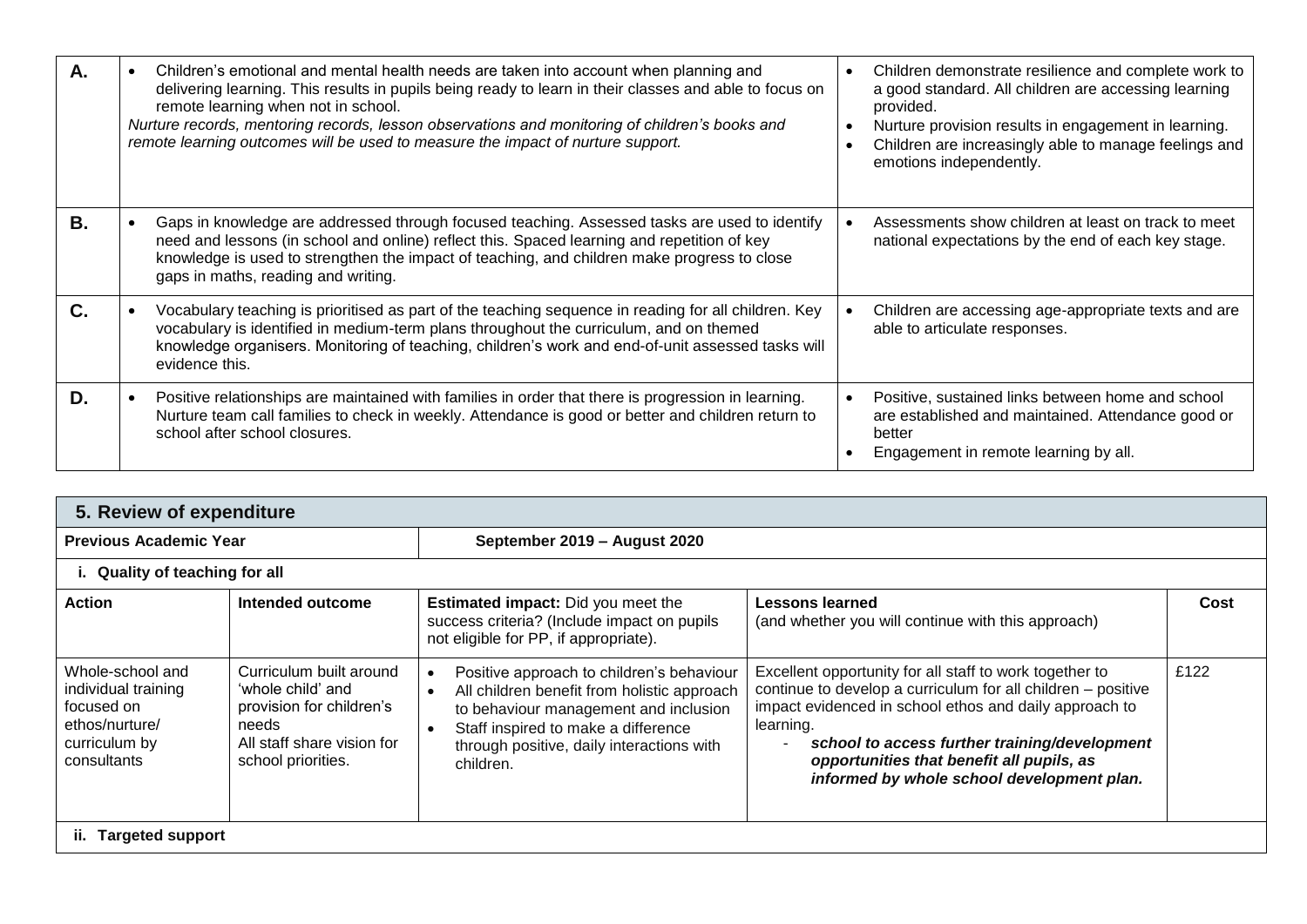| | | |
|---|---|---|
| **A.** | • Children's emotional and mental health needs are taken into account when planning and delivering learning. This results in pupils being ready to learn in their classes and able to focus on remote learning when not in school.<br>*Nurture records, mentoring records, lesson observations and monitoring of children's books and remote learning outcomes will be used to measure the impact of nurture support.* | • Children demonstrate resilience and complete work to a good standard. All children are accessing learning provided.<br>• Nurture provision results in engagement in learning.<br>• Children are increasingly able to manage feelings and emotions independently. |
| **B.** | • Gaps in knowledge are addressed through focused teaching. Assessed tasks are used to identify need and lessons (in school and online) reflect this. Spaced learning and repetition of key knowledge is used to strengthen the impact of teaching, and children make progress to close gaps in maths, reading and writing. | • Assessments show children at least on track to meet national expectations by the end of each key stage. |
| **C.** | • Vocabulary teaching is prioritised as part of the teaching sequence in reading for all children. Key vocabulary is identified in medium-term plans throughout the curriculum, and on themed knowledge organisers. Monitoring of teaching, children's work and end-of-unit assessed tasks will evidence this. | • Children are accessing age-appropriate texts and are able to articulate responses. |
| **D.** | • Positive relationships are maintained with families in order that there is progression in learning. Nurture team call families to check in weekly. Attendance is good or better and children return to school after school closures. | • Positive, sustained links between home and school are established and maintained. Attendance good or better<br>• Engagement in remote learning by all. |

| **5. Review of expenditure** | | | | |
|---|---|---|---|---|
| **Previous Academic Year** | | **September 2019 – August 2020** | | |
| **i. Quality of teaching for all** | | | | |
| **Action** | **Intended outcome** | **Estimated impact:** Did you meet the success criteria? (Include impact on pupils not eligible for PP, if appropriate). | **Lessons learned**<br>(and whether you will continue with this approach) | **Cost** |
| Whole-school and individual training focused on ethos/nurture/ curriculum by consultants | Curriculum built around 'whole child' and provision for children's needs<br>All staff share vision for school priorities. | • Positive approach to children's behaviour<br>• All children benefit from holistic approach to behaviour management and inclusion<br>• Staff inspired to make a difference through positive, daily interactions with children. | Excellent opportunity for all staff to work together to continue to develop a curriculum for all children – positive impact evidenced in school ethos and daily approach to learning.<br>- ***school to access further training/development opportunities that benefit all pupils, as informed by whole school development plan.*** | £122 |
| **ii. Targeted support** | | | | |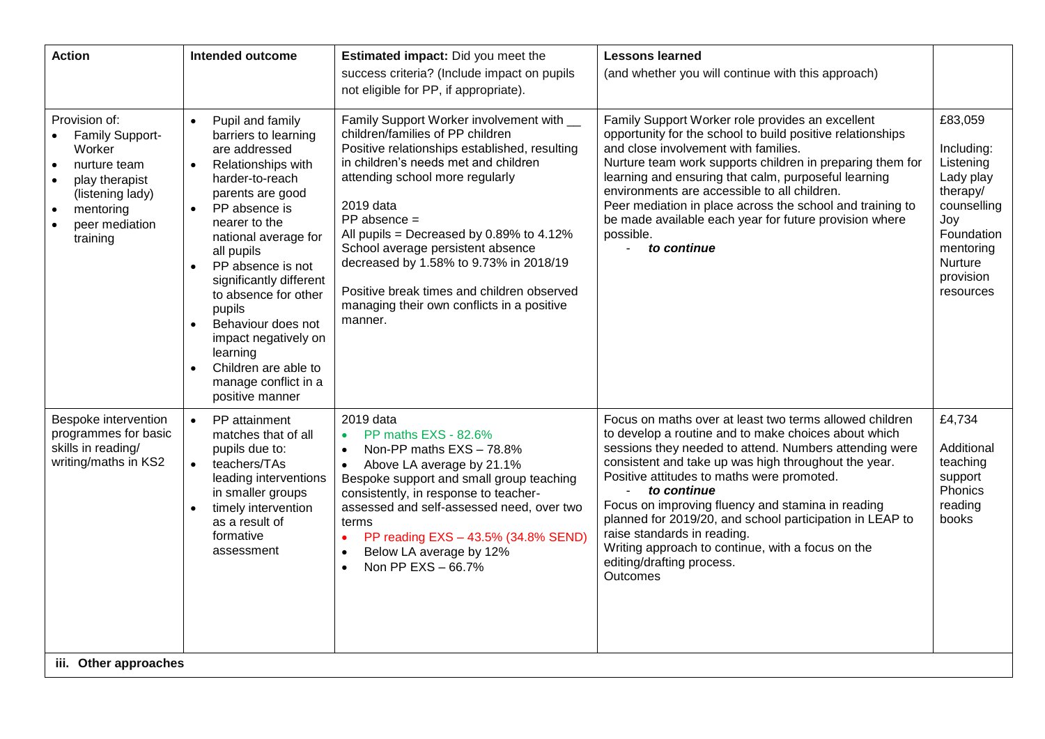| Action | Intended outcome | Estimated impact: Did you meet the success criteria? (Include impact on pupils not eligible for PP, if appropriate). | Lessons learned (and whether you will continue with this approach) | |
|---|---|---|---|---|
| Provision of:<br>• Family Support-Worker<br>• nurture team<br>• play therapist (listening lady)<br>• mentoring<br>• peer mediation training | • Pupil and family barriers to learning are addressed<br>• Relationships with harder-to-reach parents are good<br>• PP absence is nearer to the national average for all pupils<br>• PP absence is not significantly different to absence for other pupils<br>• Behaviour does not impact negatively on learning<br>• Children are able to manage conflict in a positive manner | Family Support Worker involvement with __ children/families of PP children<br>Positive relationships established, resulting in children's needs met and children attending school more regularly<br><br>2019 data<br>PP absence =<br>All pupils = Decreased by 0.89% to 4.12%<br>School average persistent absence decreased by 1.58% to 9.73% in 2018/19<br><br>Positive break times and children observed managing their own conflicts in a positive manner. | Family Support Worker role provides an excellent opportunity for the school to build positive relationships and close involvement with families.<br>Nurture team work supports children in preparing them for learning and ensuring that calm, purposeful learning environments are accessible to all children.<br>Peer mediation in place across the school and training to be made available each year for future provision where possible.<br>- ***to continue*** | £83,059<br><br>Including:<br>Listening Lady play therapy/ counselling<br>Joy Foundation mentoring<br>Nurture provision resources |
| Bespoke intervention programmes for basic skills in reading/ writing/maths in KS2 | • PP attainment matches that of all pupils due to:<br>• teachers/TAs leading interventions in smaller groups<br>• timely intervention as a result of formative assessment | 2019 data<br>• PP maths EXS - 82.6%<br>• Non-PP maths EXS – 78.8%<br>• Above LA average by 21.1%<br>Bespoke support and small group teaching consistently, in response to teacher-assessed and self-assessed need, over two terms<br>• PP reading EXS – 43.5% (34.8% SEND)<br>• Below LA average by 12%<br>• Non PP EXS – 66.7% | Focus on maths over at least two terms allowed children to develop a routine and to make choices about which sessions they needed to attend. Numbers attending were consistent and take up was high throughout the year. Positive attitudes to maths were promoted.<br>- ***to continue***<br>Focus on improving fluency and stamina in reading planned for 2019/20, and school participation in LEAP to raise standards in reading.<br>Writing approach to continue, with a focus on the editing/drafting process.<br>Outcomes | £4,734<br><br>Additional teaching support<br>Phonics reading books |

**iii. Other approaches**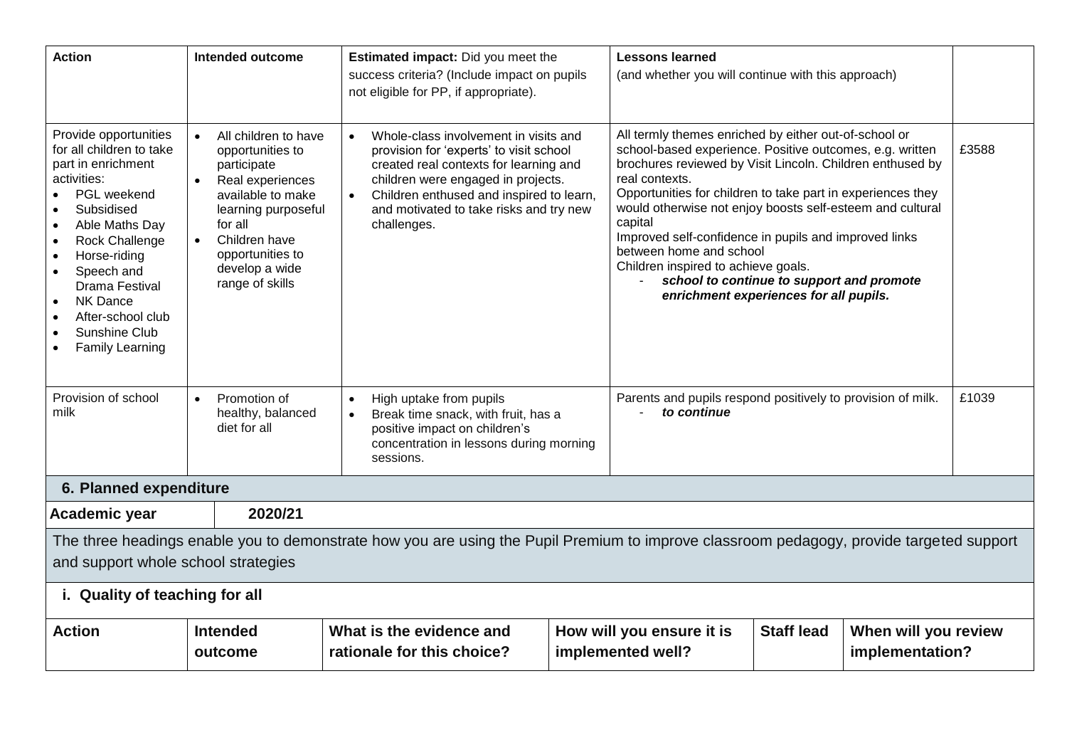| Action | Intended outcome | Estimated impact: Did you meet the success criteria? (Include impact on pupils not eligible for PP, if appropriate). | Lessons learned (and whether you will continue with this approach) | |
|---|---|---|---|---|
| Provide opportunities for all children to take part in enrichment activities:<br>• PGL weekend<br>• Subsidised<br>• Able Maths Day<br>• Rock Challenge<br>• Horse-riding<br>• Speech and Drama Festival<br>• NK Dance<br>• After-school club<br>• Sunshine Club<br>• Family Learning | • All children to have opportunities to participate<br>• Real experiences available to make learning purposeful for all<br>• Children have opportunities to develop a wide range of skills | • Whole-class involvement in visits and provision for 'experts' to visit school created real contexts for learning and children were engaged in projects.<br>• Children enthused and inspired to learn, and motivated to take risks and try new challenges. | All termly themes enriched by either out-of-school or school-based experience. Positive outcomes, e.g. written brochures reviewed by Visit Lincoln. Children enthused by real contexts.<br>Opportunities for children to take part in experiences they would otherwise not enjoy boosts self-esteem and cultural capital<br>Improved self-confidence in pupils and improved links between home and school<br>Children inspired to achieve goals.<br>- ***school to continue to support and promote enrichment experiences for all pupils.*** | £3588 |
| Provision of school milk | • Promotion of healthy, balanced diet for all | • High uptake from pupils<br>• Break time snack, with fruit, has a positive impact on children's concentration in lessons during morning sessions. | Parents and pupils respond positively to provision of milk.<br>- ***to continue*** | £1039 |

## 6. Planned expenditure

| Academic year | 2020/21 |
|---|---|

The three headings enable you to demonstrate how you are using the Pupil Premium to improve classroom pedagogy, provide targeted support and support whole school strategies

### i. Quality of teaching for all

| Action | Intended outcome | What is the evidence and rationale for this choice? | How will you ensure it is implemented well? | Staff lead | When will you review implementation? |
|---|---|---|---|---|---|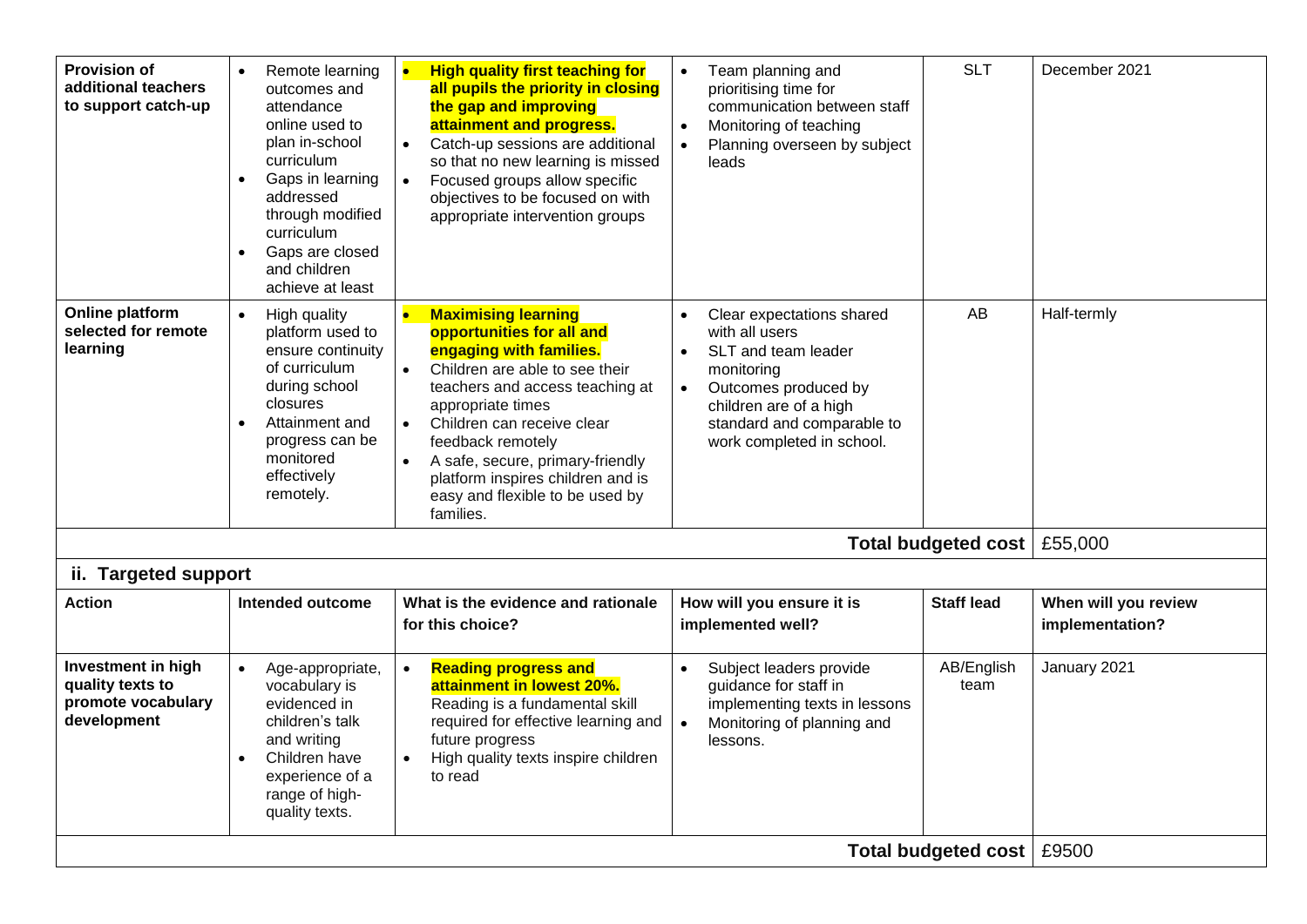| | | | | | |
|---|---|---|---|---|---|
| **Provision of additional teachers to support catch-up** | • Remote learning outcomes and attendance online used to plan in-school curriculum<br>• Gaps in learning addressed through modified curriculum<br>• Gaps are closed and children achieve at least | • **High quality first teaching for all pupils the priority in closing the gap and improving attainment and progress.**<br>• Catch-up sessions are additional so that no new learning is missed<br>• Focused groups allow specific objectives to be focused on with appropriate intervention groups | • Team planning and prioritising time for communication between staff<br>• Monitoring of teaching<br>• Planning overseen by subject leads | SLT | December 2021 |
| **Online platform selected for remote learning** | • High quality platform used to ensure continuity of curriculum during school closures<br>• Attainment and progress can be monitored effectively remotely. | • **Maximising learning opportunities for all and engaging with families.**<br>• Children are able to see their teachers and access teaching at appropriate times<br>• Children can receive clear feedback remotely<br>• A safe, secure, primary-friendly platform inspires children and is easy and flexible to be used by families. | • Clear expectations shared with all users<br>• SLT and team leader monitoring<br>• Outcomes produced by children are of a high standard and comparable to work completed in school. | AB | Half-termly |
| | | | | **Total budgeted cost** | £55,000 |

## ii. Targeted support

| Action | Intended outcome | What is the evidence and rationale for this choice? | How will you ensure it is implemented well? | Staff lead | When will you review implementation? |
|---|---|---|---|---|---|
| **Investment in high quality texts to promote vocabulary development** | • Age-appropriate, vocabulary is evidenced in children's talk and writing<br>• Children have experience of a range of high-quality texts. | • **Reading progress and attainment in lowest 20%.** Reading is a fundamental skill required for effective learning and future progress<br>• High quality texts inspire children to read | • Subject leaders provide guidance for staff in implementing texts in lessons<br>• Monitoring of planning and lessons. | AB/English team | January 2021 |
| | | | | **Total budgeted cost** | £9500 |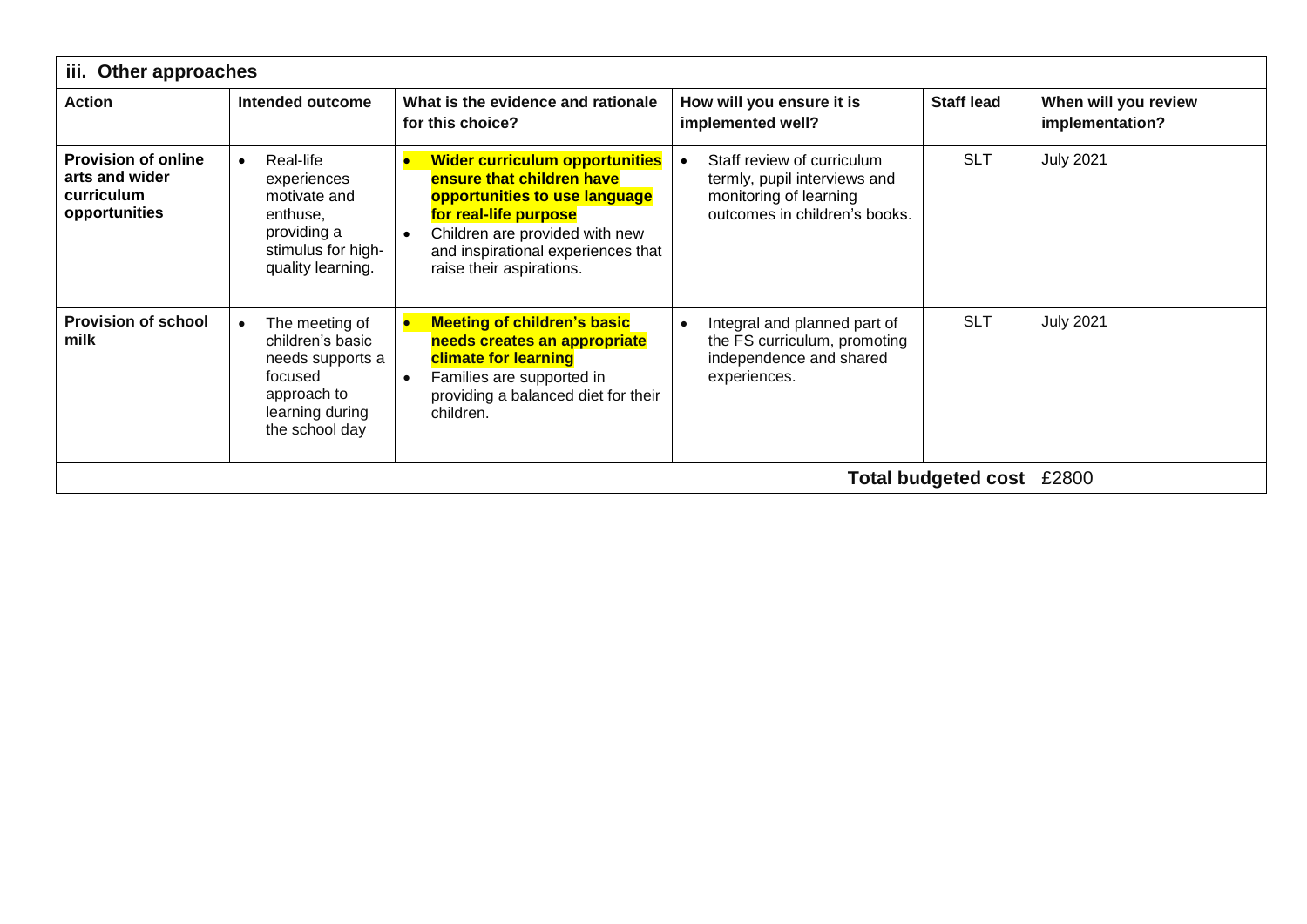### iii. Other approaches

| Action | Intended outcome | What is the evidence and rationale for this choice? | How will you ensure it is implemented well? | Staff lead | When will you review implementation? |
|---|---|---|---|---|---|
| **Provision of online arts and wider curriculum opportunities** | • Real-life experiences motivate and enthuse, providing a stimulus for high-quality learning. | • **Wider curriculum opportunities ensure that children have opportunities to use language for real-life purpose**<br>• Children are provided with new and inspirational experiences that raise their aspirations. | • Staff review of curriculum termly, pupil interviews and monitoring of learning outcomes in children's books. | SLT | July 2021 |
| **Provision of school milk** | • The meeting of children's basic needs supports a focused approach to learning during the school day | • **Meeting of children's basic needs creates an appropriate climate for learning**<br>• Families are supported in providing a balanced diet for their children. | • Integral and planned part of the FS curriculum, promoting independence and shared experiences. | SLT | July 2021 |
| | | | | **Total budgeted cost** | £2800 |